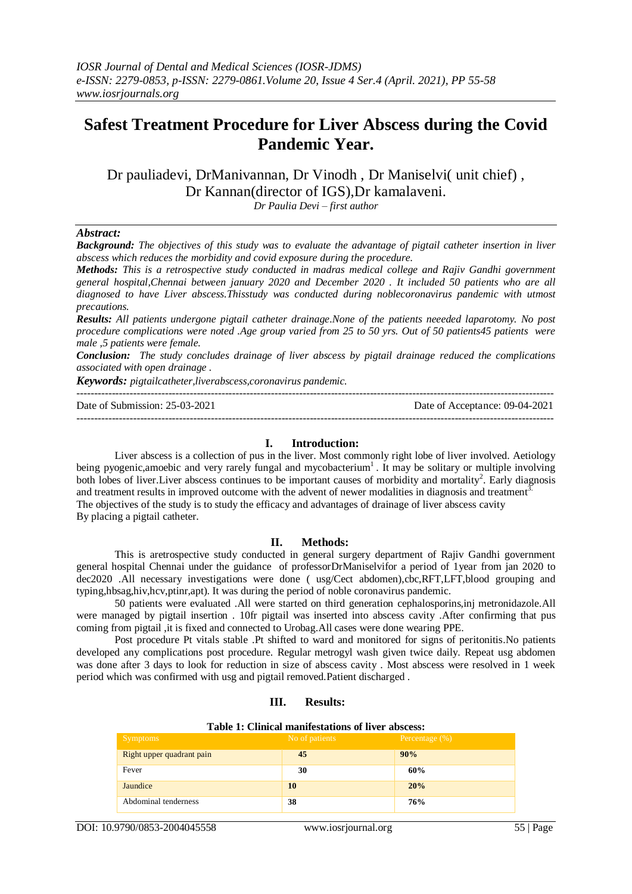# Safest Treatment Procedure for Liver Abscess during the Covid Pandemic Year.

Dr pauliadevi, DrManivannan, Dr Vinodh , Dr Maniselvi( unit chief) , Dr Kannan(director of IGS),Dr kamalaveni.

*Dr Paulia Devi – first author*

***Abstract:***

***Background:*** *The objectives of this study was to evaluate the advantage of pigtail catheter insertion in liver abscess which reduces the morbidity and covid exposure during the procedure.*

***Methods:*** *This is a retrospective study conducted in madras medical college and Rajiv Gandhi government general hospital,Chennai between january 2020 and December 2020 . It included 50 patients who are all diagnosed to have Liver abscess.Thisstudy was conducted during noblecoronavirus pandemic with utmost precautions.*

***Results:*** *All patients undergone pigtail catheter drainage.None of the patients neeeded laparotomy. No post procedure complications were noted .Age group varied from 25 to 50 yrs. Out of 50 patients45 patients were male ,5 patients were female.*

***Conclusion:*** *The study concludes drainage of liver abscess by pigtail drainage reduced the complications associated with open drainage .*

***Keywords:*** *pigtailcatheter,liverabscess,coronavirus pandemic.*

---

Date of Submission: 25-03-2021 Date of Acceptance: 09-04-2021

---

## I. Introduction:

Liver abscess is a collection of pus in the liver. Most commonly right lobe of liver involved. Aetiology being pyogenic,amoebic and very rarely fungal and mycobacterium[1] . It may be solitary or multiple involving both lobes of liver.Liver abscess continues to be important causes of morbidity and mortality[2]. Early diagnosis and treatment results in improved outcome with the advent of newer modalities in diagnosis and treatment[3].

The objectives of the study is to study the efficacy and advantages of drainage of liver abscess cavity By placing a pigtail catheter.

## II. Methods:

This is aretrospective study conducted in general surgery department of Rajiv Gandhi government general hospital Chennai under the guidance of professorDrManiselvifor a period of 1year from jan 2020 to dec2020 .All necessary investigations were done ( usg/Cect abdomen),cbc,RFT,LFT,blood grouping and typing,hbsag,hiv,hcv,ptinr,apt). It was during the period of noble coronavirus pandemic.

50 patients were evaluated .All were started on third generation cephalosporins,inj metronidazole.All were managed by pigtail insertion . 10fr pigtail was inserted into abscess cavity .After confirming that pus coming from pigtail ,it is fixed and connected to Urobag.All cases were done wearing PPE.

Post procedure Pt vitals stable .Pt shifted to ward and monitored for signs of peritonitis.No patients developed any complications post procedure. Regular metrogyl wash given twice daily. Repeat usg abdomen was done after 3 days to look for reduction in size of abscess cavity . Most abscess were resolved in 1 week period which was confirmed with usg and pigtail removed.Patient discharged .

## III. Results:

**Table 1: Clinical manifestations of liver abscess:**

| Symptoms | No of patients | Percentage (%) |
|---|---|---|
| Right upper quadrant pain | **45** | **90%** |
| Fever | **30** | **60%** |
| Jaundice | **10** | **20%** |
| Abdominal tenderness | **38** | **76%** |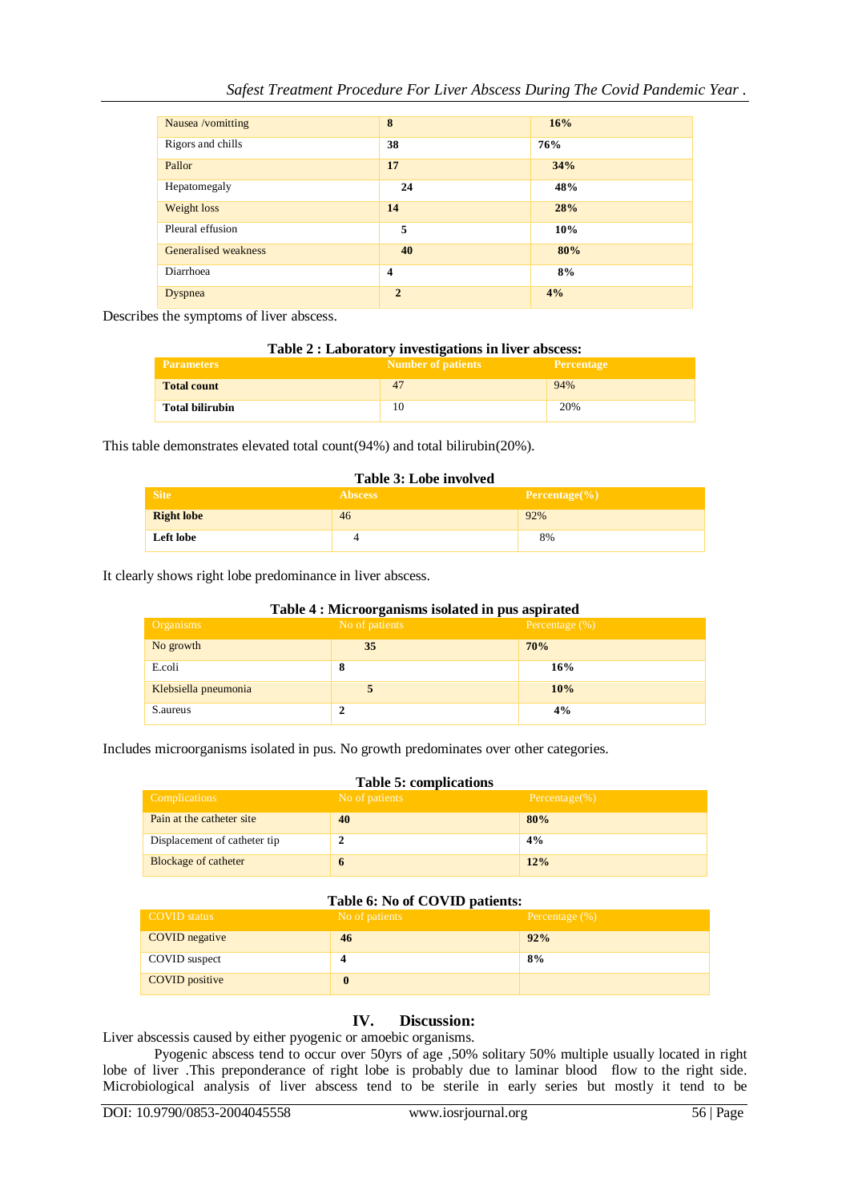| Nausea /vomitting | 8 | 16% |
|---|---|---|
| Rigors and chills | 38 | 76% |
| Pallor | 17 | 34% |
| Hepatomegaly | 24 | 48% |
| Weight loss | 14 | 28% |
| Pleural effusion | 5 | 10% |
| Generalised weakness | 40 | 80% |
| Diarrhoea | 4 | 8% |
| Dyspnea | 2 | 4% |

Describes the symptoms of liver abscess.

**Table 2 : Laboratory investigations in liver abscess:**

| Parameters | Number of patients | Percentage |
|---|---|---|
| **Total count** | 47 | 94% |
| **Total bilirubin** | 10 | 20% |

This table demonstrates elevated total count(94%) and total bilirubin(20%).

**Table 3: Lobe involved**

| Site | Abscess | Percentage(%) |
|---|---|---|
| **Right lobe** | 46 | 92% |
| **Left lobe** | 4 | 8% |

It clearly shows right lobe predominance in liver abscess.

**Table 4 : Microorganisms isolated in pus aspirated**

| Organisms | No of patients | Percentage (%) |
|---|---|---|
| No growth | 35 | 70% |
| E.coli | 8 | 16% |
| Klebsiella pneumonia | 5 | 10% |
| S.aureus | 2 | 4% |

Includes microorganisms isolated in pus. No growth predominates over other categories.

**Table 5: complications**

| Complications | No of patients | Percentage(%) |
|---|---|---|
| Pain at the catheter site | 40 | 80% |
| Displacement of catheter tip | 2 | 4% |
| Blockage of catheter | 6 | 12% |

**Table 6: No of COVID patients:**

| COVID status | No of patients | Percentage (%) |
|---|---|---|
| COVID negative | 46 | 92% |
| COVID suspect | 4 | 8% |
| COVID positive | 0 | |

## IV. Discussion:

Liver abscessis caused by either pyogenic or amoebic organisms.

Pyogenic abscess tend to occur over 50yrs of age ,50% solitary 50% multiple usually located in right lobe of liver .This preponderance of right lobe is probably due to laminar blood flow to the right side. Microbiological analysis of liver abscess tend to be sterile in early series but mostly it tend to be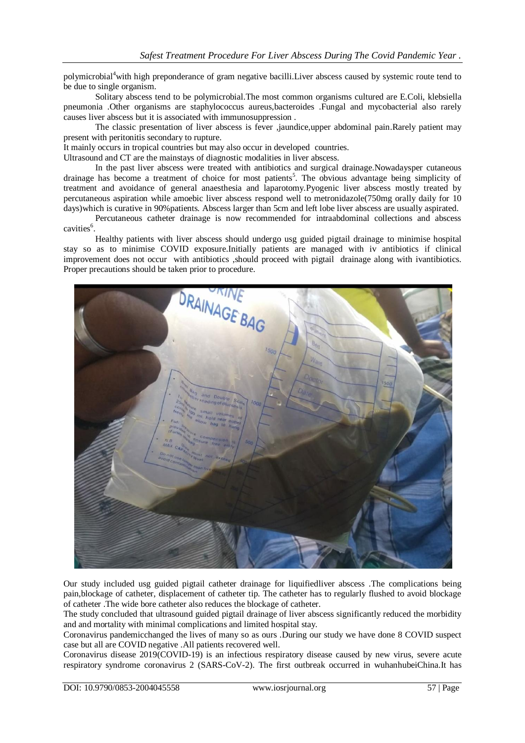polymicrobial[4]with high preponderance of gram negative bacilli.Liver abscess caused by systemic route tend to be due to single organism.

Solitary abscess tend to be polymicrobial.The most common organisms cultured are E.Coli, klebsiella pneumonia .Other organisms are staphylococcus aureus,bacteroides .Fungal and mycobacterial also rarely causes liver abscess but it is associated with immunosuppression .

The classic presentation of liver abscess is fever ,jaundice,upper abdominal pain.Rarely patient may present with peritonitis secondary to rupture.

It mainly occurs in tropical countries but may also occur in developed countries.

Ultrasound and CT are the mainstays of diagnostic modalities in liver abscess.

In the past liver abscess were treated with antibiotics and surgical drainage.Nowadaysper cutaneous drainage has become a treatment of choice for most patients[5]. The obvious advantage being simplicity of treatment and avoidance of general anaesthesia and laparotomy.Pyogenic liver abscess mostly treated by percutaneous aspiration while amoebic liver abscess respond well to metronidazole(750mg orally daily for 10 days)which is curative in 90%patients. Abscess larger than 5cm and left lobe liver abscess are usually aspirated.

Percutaneous catheter drainage is now recommended for intraabdominal collections and abscess cavities[6].

Healthy patients with liver abscess should undergo usg guided pigtail drainage to minimise hospital stay so as to minimise COVID exposure.Initially patients are managed with iv antibiotics if clinical improvement does not occur with antibiotics ,should proceed with pigtail drainage along with ivantibiotics. Proper precautions should be taken prior to procedure.

Our study included usg guided pigtail catheter drainage for liquifiedliver abscess .The complications being pain,blockage of catheter, displacement of catheter tip. The catheter has to regularly flushed to avoid blockage of catheter .The wide bore catheter also reduces the blockage of catheter.

The study concluded that ultrasound guided pigtail drainage of liver abscess significantly reduced the morbidity and and mortality with minimal complications and limited hospital stay.

Coronavirus pandemicchanged the lives of many so as ours .During our study we have done 8 COVID suspect case but all are COVID negative .All patients recovered well.

Coronavirus disease 2019(COVID-19) is an infectious respiratory disease caused by new virus, severe acute respiratory syndrome coronavirus 2 (SARS-CoV-2). The first outbreak occurred in wuhanhubeiChina.It has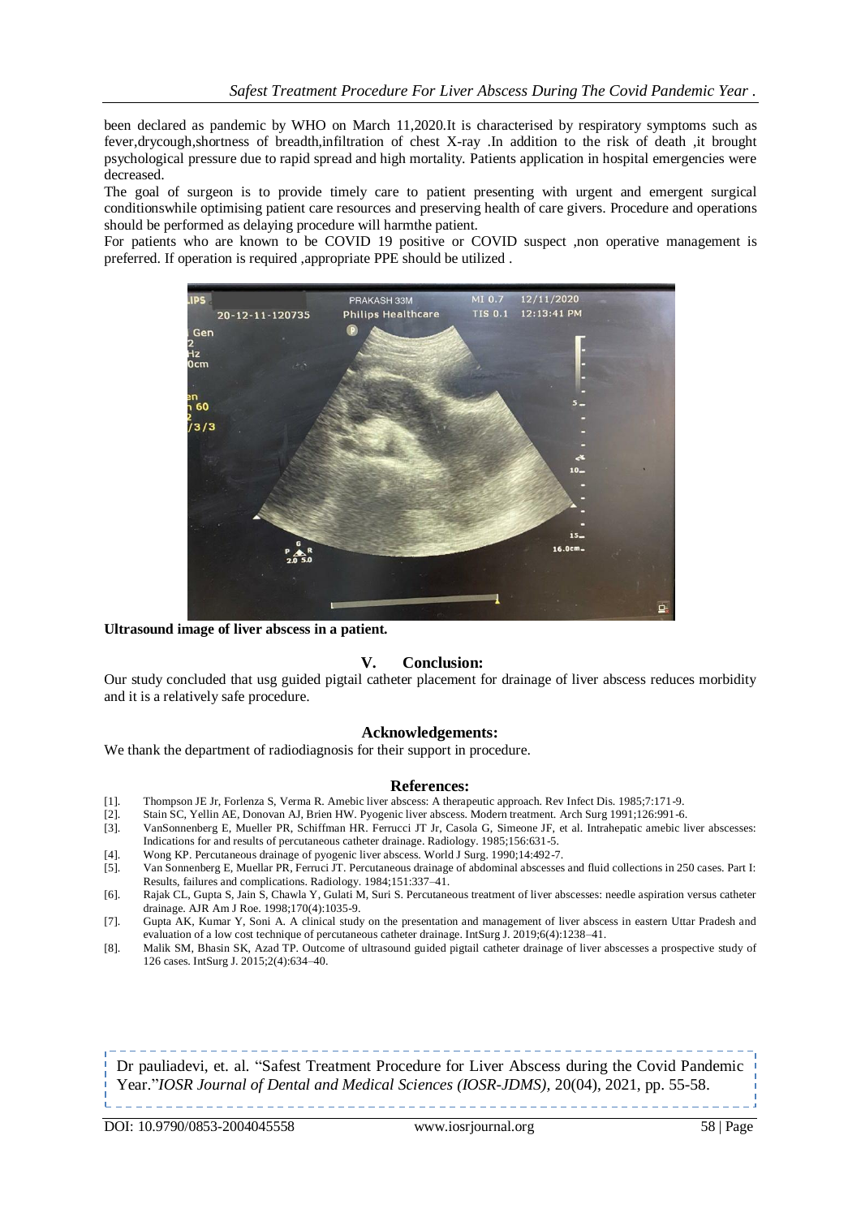been declared as pandemic by WHO on March 11,2020.It is characterised by respiratory symptoms such as fever,drycough,shortness of breadth,infiltration of chest X-ray .In addition to the risk of death ,it brought psychological pressure due to rapid spread and high mortality. Patients application in hospital emergencies were decreased.

The goal of surgeon is to provide timely care to patient presenting with urgent and emergent surgical conditionswhile optimising patient care resources and preserving health of care givers. Procedure and operations should be performed as delaying procedure will harmthe patient.

For patients who are known to be COVID 19 positive or COVID suspect ,non operative management is preferred. If operation is required ,appropriate PPE should be utilized .

**Ultrasound image of liver abscess in a patient.**

## V. Conclusion:

Our study concluded that usg guided pigtail catheter placement for drainage of liver abscess reduces morbidity and it is a relatively safe procedure.

## Acknowledgements:

We thank the department of radiodiagnosis for their support in procedure.

## References:

[1]. Thompson JE Jr, Forlenza S, Verma R. Amebic liver abscess: A therapeutic approach. Rev Infect Dis. 1985;7:171-9.

[2]. Stain SC, Yellin AE, Donovan AJ, Brien HW. Pyogenic liver abscess. Modern treatment. Arch Surg 1991;126:991-6.

[3]. VanSonnenberg E, Mueller PR, Schiffman HR. Ferrucci JT Jr, Casola G, Simeone JF, et al. Intrahepatic amebic liver abscesses: Indications for and results of percutaneous catheter drainage. Radiology. 1985;156:631-5.

[4]. Wong KP. Percutaneous drainage of pyogenic liver abscess. World J Surg. 1990;14:492-7.

[5]. Van Sonnenberg E, Muellar PR, Ferruci JT. Percutaneous drainage of abdominal abscesses and fluid collections in 250 cases. Part I: Results, failures and complications. Radiology. 1984;151:337–41.

[6]. Rajak CL, Gupta S, Jain S, Chawla Y, Gulati M, Suri S. Percutaneous treatment of liver abscesses: needle aspiration versus catheter drainage. AJR Am J Roe. 1998;170(4):1035-9.

[7]. Gupta AK, Kumar Y, Soni A. A clinical study on the presentation and management of liver abscess in eastern Uttar Pradesh and evaluation of a low cost technique of percutaneous catheter drainage. IntSurg J. 2019;6(4):1238–41.

[8]. Malik SM, Bhasin SK, Azad TP. Outcome of ultrasound guided pigtail catheter drainage of liver abscesses a prospective study of 126 cases. IntSurg J. 2015;2(4):634–40.

Dr pauliadevi, et. al. "Safest Treatment Procedure for Liver Abscess during the Covid Pandemic Year."*IOSR Journal of Dental and Medical Sciences (IOSR-JDMS),* 20(04), 2021, pp. 55-58.